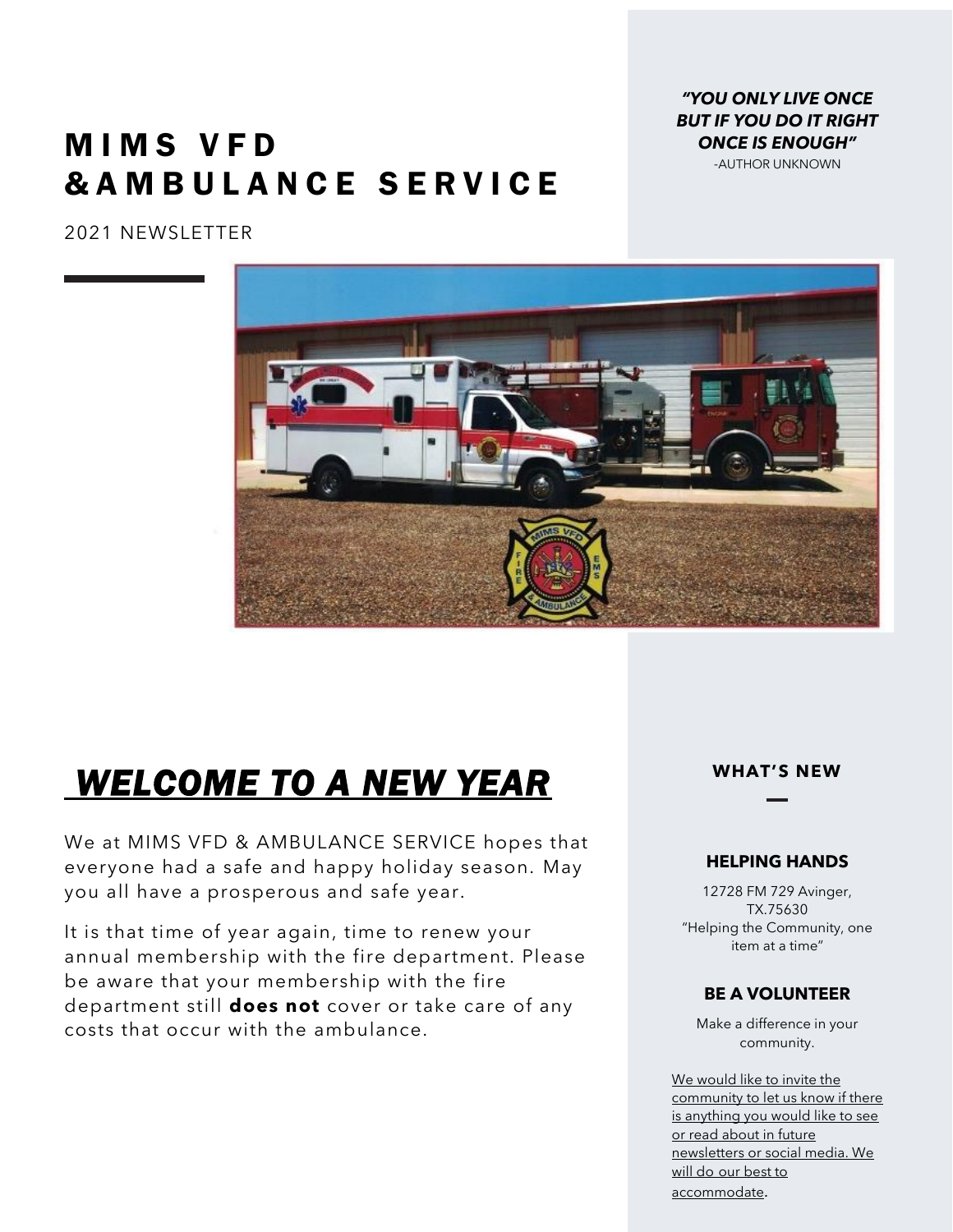# MIMS VFD &AMBULANCE SERVICE

2021 NEWSLETTER

***"YOU ONLY LIVE ONCE BUT IF YOU DO IT RIGHT ONCE IS ENOUGH"***
-AUTHOR UNKNOWN

## *WELCOME TO A NEW YEAR*

We at MIMS VFD & AMBULANCE SERVICE hopes that everyone had a safe and happy holiday season. May you all have a prosperous and safe year.

It is that time of year again, time to renew your annual membership with the fire department. Please be aware that your membership with the fire department still **does not** cover or take care of any costs that occur with the ambulance.

### WHAT'S NEW

#### HELPING HANDS

12728 FM 729 Avinger, TX.75630
"Helping the Community, one item at a time"

#### BE A VOLUNTEER

Make a difference in your community.

We would like to invite the community to let us know if there is anything you would like to see or read about in future newsletters or social media. We will do our best to accommodate.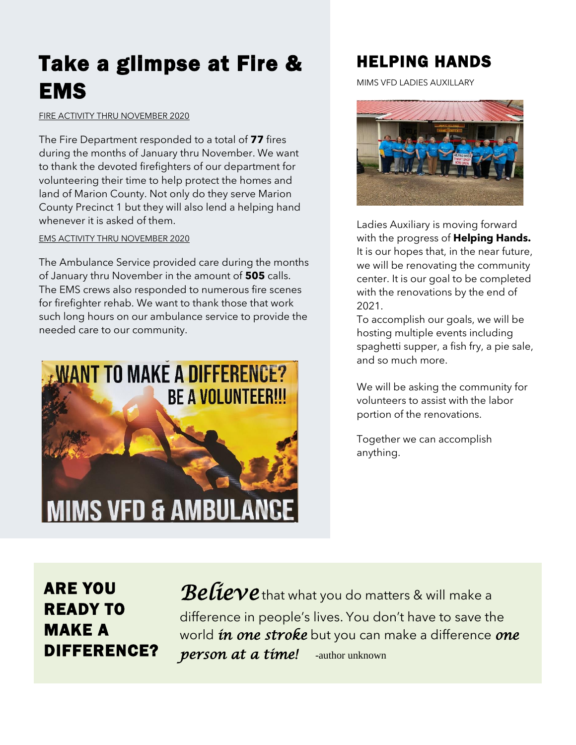# Take a glimpse at Fire & EMS

FIRE ACTIVITY THRU NOVEMBER 2020

The Fire Department responded to a total of **77** fires during the months of January thru November. We want to thank the devoted firefighters of our department for volunteering their time to help protect the homes and land of Marion County. Not only do they serve Marion County Precinct 1 but they will also lend a helping hand whenever it is asked of them.

EMS ACTIVITY THRU NOVEMBER 2020

The Ambulance Service provided care during the months of January thru November in the amount of **505** calls. The EMS crews also responded to numerous fire scenes for firefighter rehab. We want to thank those that work such long hours on our ambulance service to provide the needed care to our community.

WANT TO MAKE A DIFFERENCE?
BE A VOLUNTEER!!!
MIMS VFD & AMBULANCE

# HELPING HANDS

MIMS VFD LADIES AUXILLARY

Ladies Auxiliary is moving forward with the progress of **Helping Hands.** It is our hopes that, in the near future, we will be renovating the community center. It is our goal to be completed with the renovations by the end of 2021.
To accomplish our goals, we will be hosting multiple events including spaghetti supper, a fish fry, a pie sale, and so much more.

We will be asking the community for volunteers to assist with the labor portion of the renovations.

Together we can accomplish anything.

## ARE YOU READY TO MAKE A DIFFERENCE?

***Believe*** that what you do matters & will make a difference in people's lives. You don't have to save the world ***in one stroke*** but you can make a difference ***one person at a time!*** -author unknown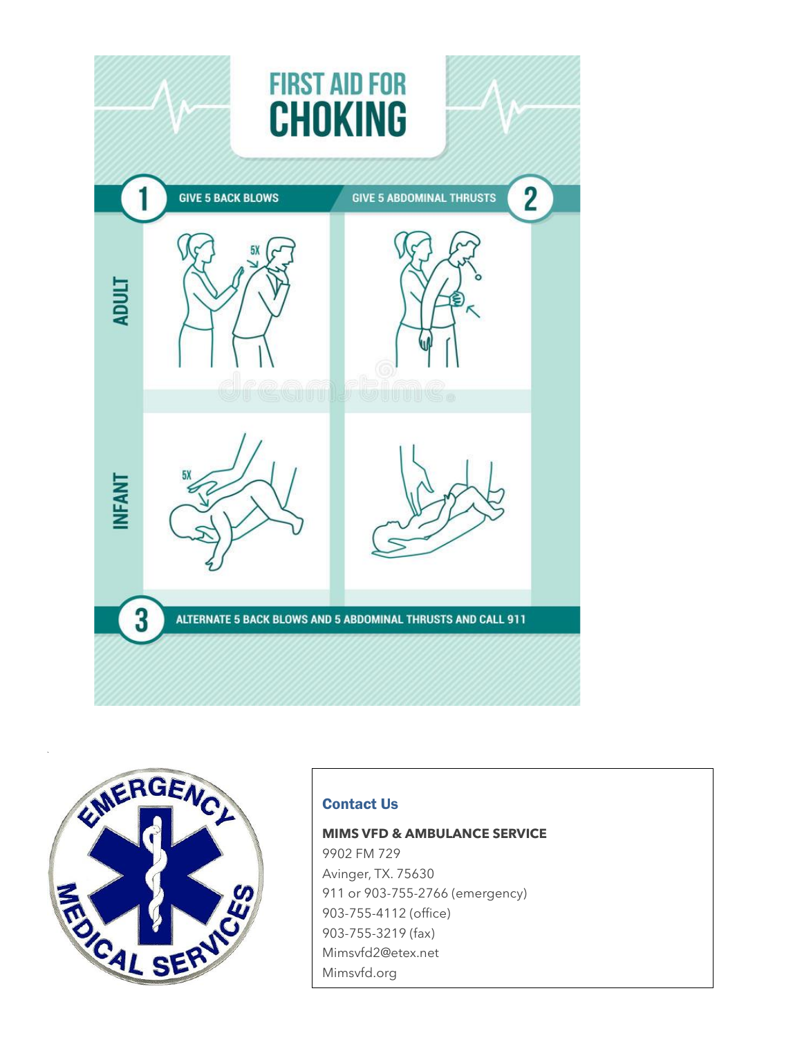# FIRST AID FOR CHOKING

1. GIVE 5 BACK BLOWS
2. GIVE 5 ABDOMINAL THRUSTS

ADULT

5X

INFANT

5X

3. ALTERNATE 5 BACK BLOWS AND 5 ABDOMINAL THRUSTS AND CALL 911

EMERGENCY MEDICAL SERVICES

## Contact Us

**MIMS VFD & AMBULANCE SERVICE**

9902 FM 729
Avinger, TX. 75630
911 or 903-755-2766 (emergency)
903-755-4112 (office)
903-755-3219 (fax)
Mimsvfd2@etex.net
Mimsvfd.org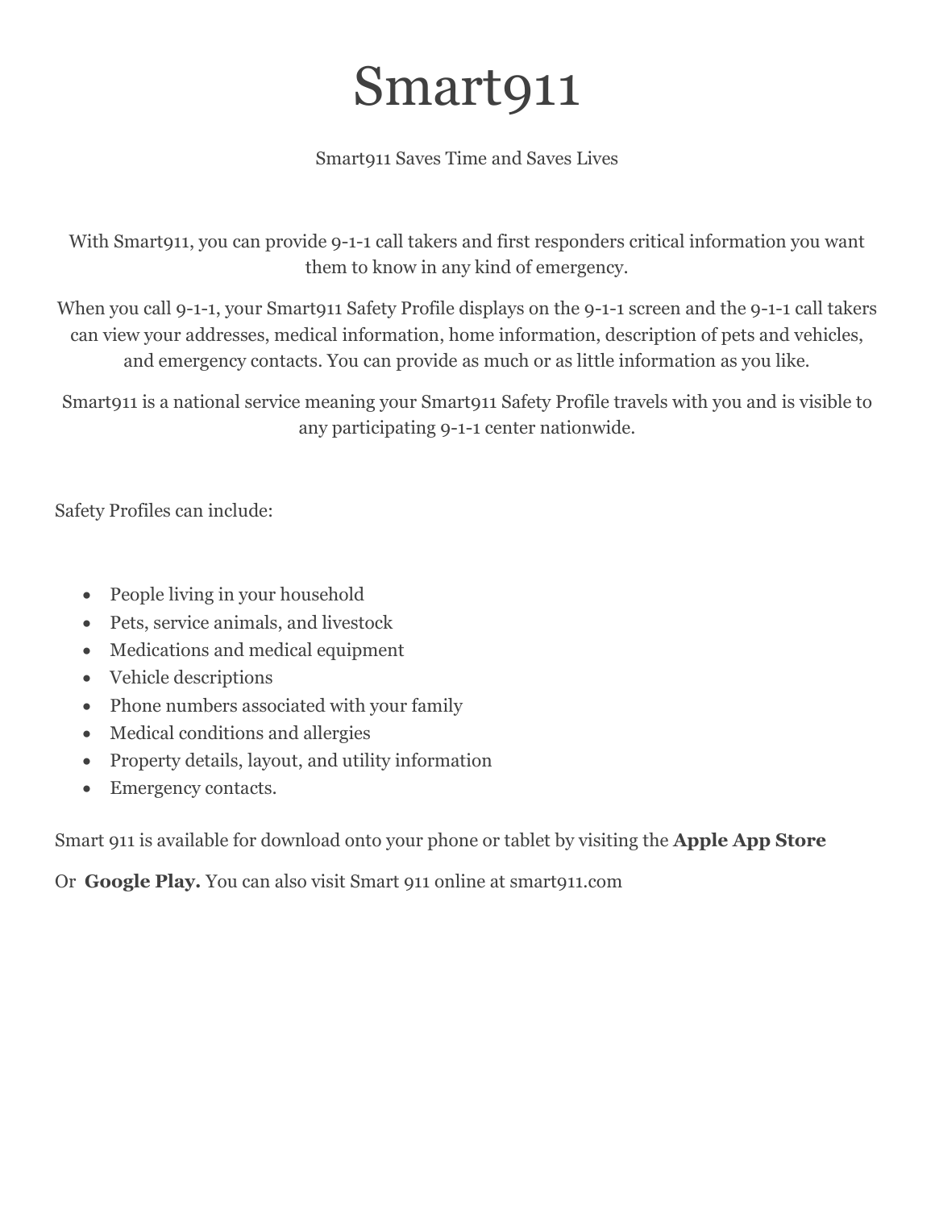# Smart911

Smart911 Saves Time and Saves Lives

With Smart911, you can provide 9-1-1 call takers and first responders critical information you want them to know in any kind of emergency.

When you call 9-1-1, your Smart911 Safety Profile displays on the 9-1-1 screen and the 9-1-1 call takers can view your addresses, medical information, home information, description of pets and vehicles, and emergency contacts. You can provide as much or as little information as you like.

Smart911 is a national service meaning your Smart911 Safety Profile travels with you and is visible to any participating 9-1-1 center nationwide.

Safety Profiles can include:

- People living in your household
- Pets, service animals, and livestock
- Medications and medical equipment
- Vehicle descriptions
- Phone numbers associated with your family
- Medical conditions and allergies
- Property details, layout, and utility information
- Emergency contacts.

Smart 911 is available for download onto your phone or tablet by visiting the **Apple App Store**

Or **Google Play.** You can also visit Smart 911 online at smart911.com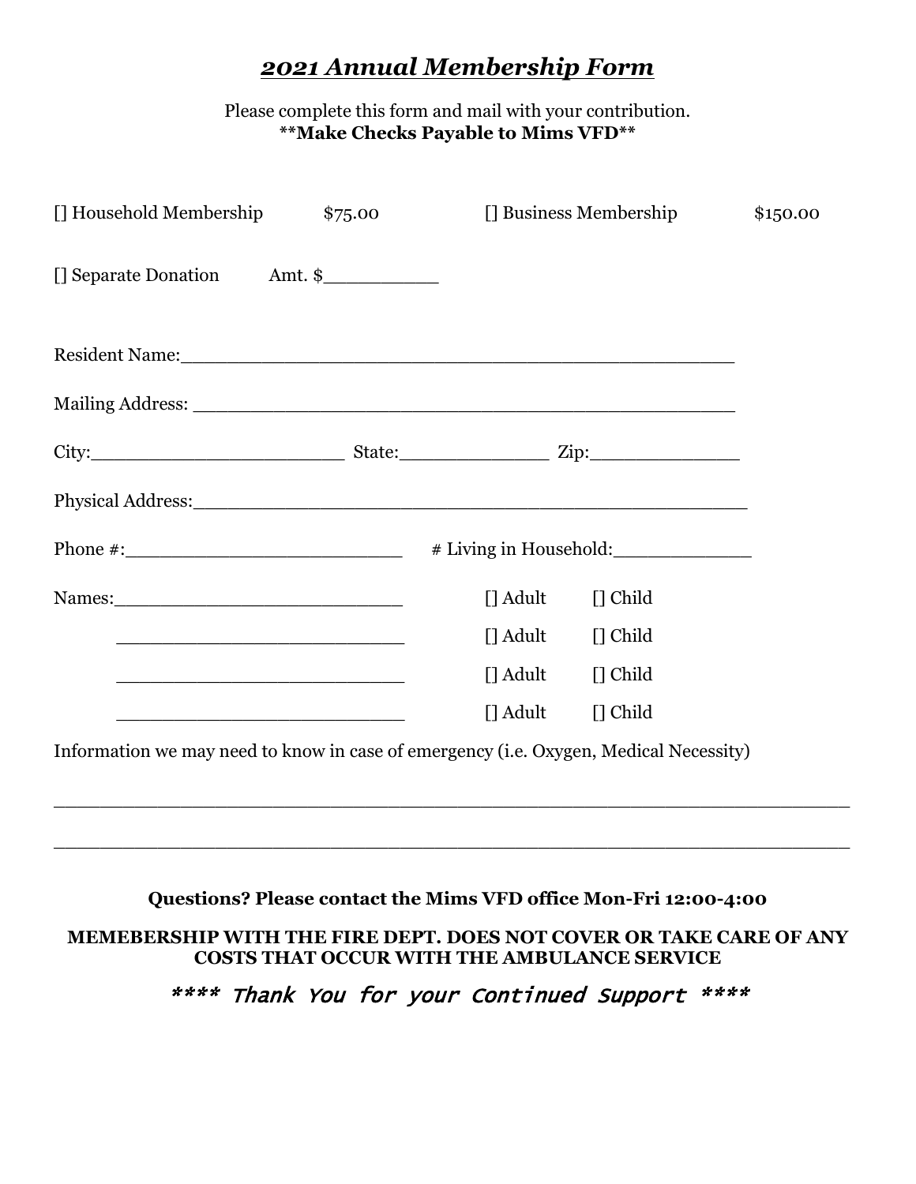# *2021 Annual Membership Form*

Please complete this form and mail with your contribution.
****Make Checks Payable to Mims VFD****

[] Household Membership $75.00 [] Business Membership $150.00

[] Separate Donation Amt. $__________

Resident Name:_______________________________________________

Mailing Address: ______________________________________________

City:______________________ State:_____________ Zip:_____________

Physical Address:_______________________________________________

Phone #:________________________ # Living in Household:____________

Names:_________________________ [] Adult [] Child

_________________________ [] Adult [] Child

_________________________ [] Adult [] Child

_________________________ [] Adult [] Child

Information we may need to know in case of emergency (i.e. Oxygen, Medical Necessity)

______________________________________________________________________

______________________________________________________________________

**Questions? Please contact the Mims VFD office Mon-Fri 12:00-4:00**

**MEMEBERSHIP WITH THE FIRE DEPT. DOES NOT COVER OR TAKE CARE OF ANY COSTS THAT OCCUR WITH THE AMBULANCE SERVICE**

***\*\*\*\* Thank You for your Continued Support \*\*\*\****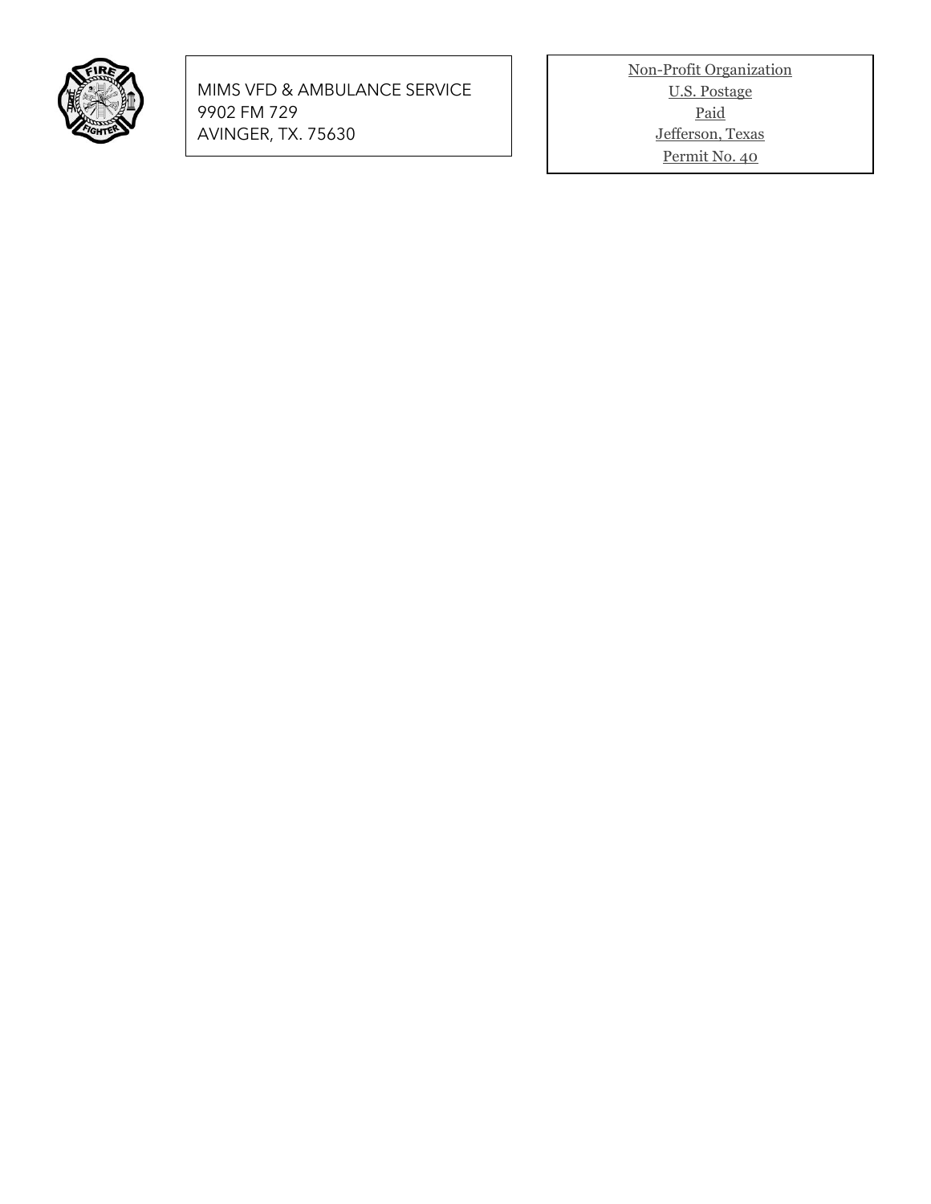MIMS VFD & AMBULANCE SERVICE
9902 FM 729
AVINGER, TX. 75630

Non-Profit Organization
U.S. Postage
Paid
Jefferson, Texas
Permit No. 40